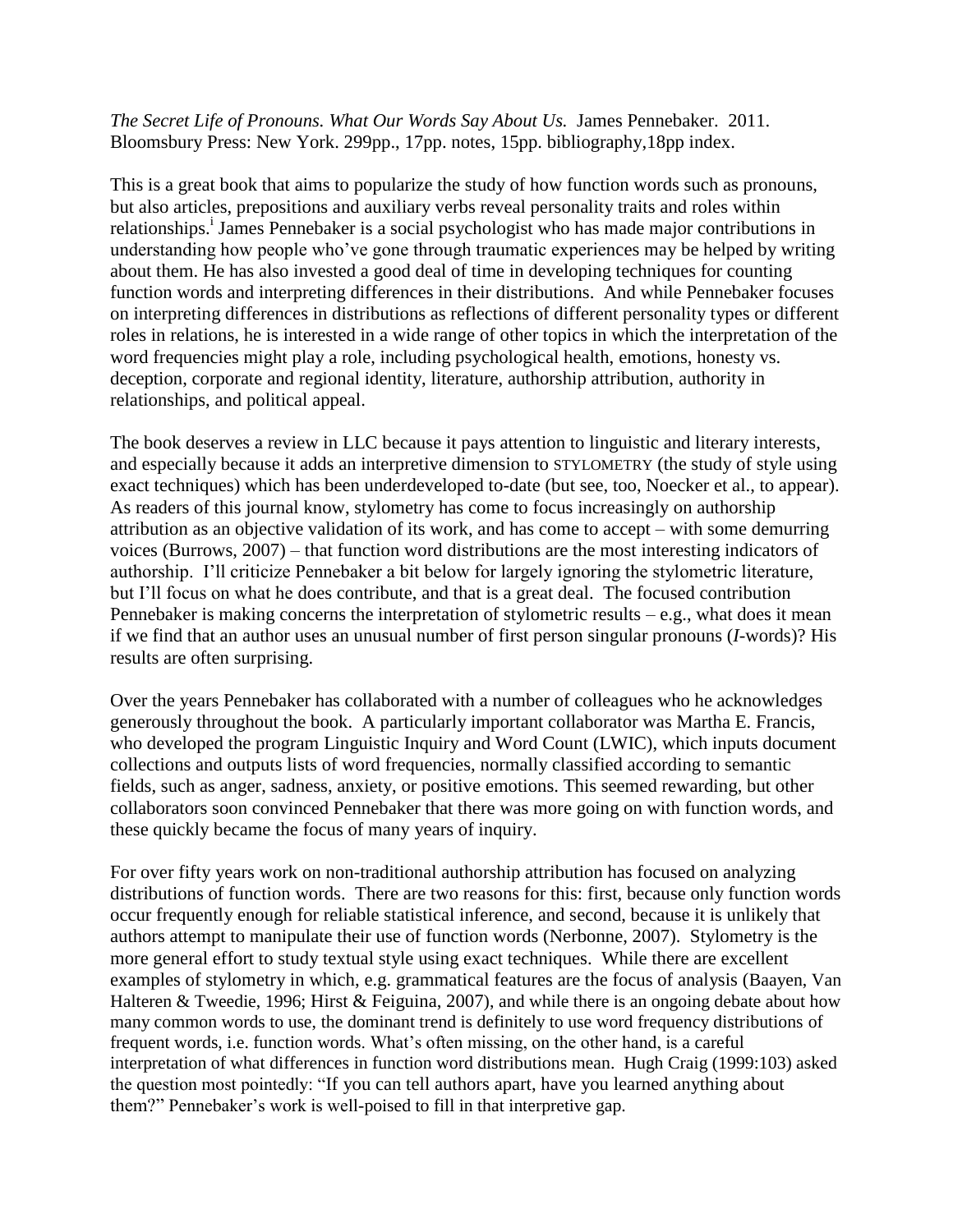*The Secret Life of Pronouns. What Our Words Say About Us.* James Pennebaker. 2011. Bloomsbury Press: New York. 299pp., 17pp. notes, 15pp. bibliography,18pp index.

This is a great book that aims to popularize the study of how function words such as pronouns, but also articles, prepositions and auxiliary verbs reveal personality traits and roles within relationships.[i] James Pennebaker is a social psychologist who has made major contributions in understanding how people who've gone through traumatic experiences may be helped by writing about them. He has also invested a good deal of time in developing techniques for counting function words and interpreting differences in their distributions. And while Pennebaker focuses on interpreting differences in distributions as reflections of different personality types or different roles in relations, he is interested in a wide range of other topics in which the interpretation of the word frequencies might play a role, including psychological health, emotions, honesty vs. deception, corporate and regional identity, literature, authorship attribution, authority in relationships, and political appeal.

The book deserves a review in LLC because it pays attention to linguistic and literary interests, and especially because it adds an interpretive dimension to STYLOMETRY (the study of style using exact techniques) which has been underdeveloped to-date (but see, too, Noecker et al., to appear). As readers of this journal know, stylometry has come to focus increasingly on authorship attribution as an objective validation of its work, and has come to accept – with some demurring voices (Burrows, 2007) – that function word distributions are the most interesting indicators of authorship. I'll criticize Pennebaker a bit below for largely ignoring the stylometric literature, but I'll focus on what he does contribute, and that is a great deal. The focused contribution Pennebaker is making concerns the interpretation of stylometric results – e.g., what does it mean if we find that an author uses an unusual number of first person singular pronouns (***I***-words)? His results are often surprising.

Over the years Pennebaker has collaborated with a number of colleagues who he acknowledges generously throughout the book. A particularly important collaborator was Martha E. Francis, who developed the program Linguistic Inquiry and Word Count (LWIC), which inputs document collections and outputs lists of word frequencies, normally classified according to semantic fields, such as anger, sadness, anxiety, or positive emotions. This seemed rewarding, but other collaborators soon convinced Pennebaker that there was more going on with function words, and these quickly became the focus of many years of inquiry.

For over fifty years work on non-traditional authorship attribution has focused on analyzing distributions of function words. There are two reasons for this: first, because only function words occur frequently enough for reliable statistical inference, and second, because it is unlikely that authors attempt to manipulate their use of function words (Nerbonne, 2007). Stylometry is the more general effort to study textual style using exact techniques. While there are excellent examples of stylometry in which, e.g. grammatical features are the focus of analysis (Baayen, Van Halteren & Tweedie, 1996; Hirst & Feiguina, 2007), and while there is an ongoing debate about how many common words to use, the dominant trend is definitely to use word frequency distributions of frequent words, i.e. function words. What's often missing, on the other hand, is a careful interpretation of what differences in function word distributions mean. Hugh Craig (1999:103) asked the question most pointedly: "If you can tell authors apart, have you learned anything about them?" Pennebaker's work is well-poised to fill in that interpretive gap.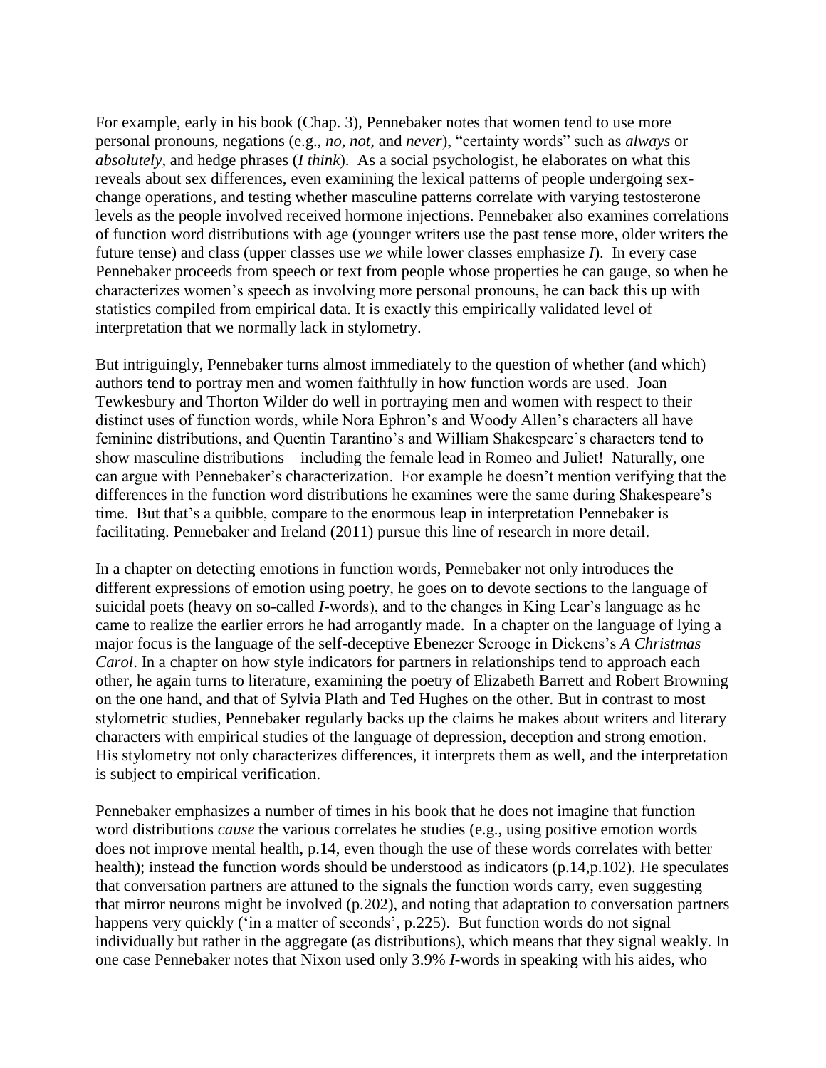For example, early in his book (Chap. 3), Pennebaker notes that women tend to use more personal pronouns, negations (e.g., *no, not,* and *never*), "certainty words" such as *always* or *absolutely*, and hedge phrases (*I think*). As a social psychologist, he elaborates on what this reveals about sex differences, even examining the lexical patterns of people undergoing sex-change operations, and testing whether masculine patterns correlate with varying testosterone levels as the people involved received hormone injections. Pennebaker also examines correlations of function word distributions with age (younger writers use the past tense more, older writers the future tense) and class (upper classes use *we* while lower classes emphasize *I*). In every case Pennebaker proceeds from speech or text from people whose properties he can gauge, so when he characterizes women's speech as involving more personal pronouns, he can back this up with statistics compiled from empirical data. It is exactly this empirically validated level of interpretation that we normally lack in stylometry.

But intriguingly, Pennebaker turns almost immediately to the question of whether (and which) authors tend to portray men and women faithfully in how function words are used. Joan Tewkesbury and Thorton Wilder do well in portraying men and women with respect to their distinct uses of function words, while Nora Ephron's and Woody Allen's characters all have feminine distributions, and Quentin Tarantino's and William Shakespeare's characters tend to show masculine distributions – including the female lead in Romeo and Juliet! Naturally, one can argue with Pennebaker's characterization. For example he doesn't mention verifying that the differences in the function word distributions he examines were the same during Shakespeare's time. But that's a quibble, compare to the enormous leap in interpretation Pennebaker is facilitating. Pennebaker and Ireland (2011) pursue this line of research in more detail.

In a chapter on detecting emotions in function words, Pennebaker not only introduces the different expressions of emotion using poetry, he goes on to devote sections to the language of suicidal poets (heavy on so-called *I*-words), and to the changes in King Lear's language as he came to realize the earlier errors he had arrogantly made. In a chapter on the language of lying a major focus is the language of the self-deceptive Ebenezer Scrooge in Dickens's *A Christmas Carol*. In a chapter on how style indicators for partners in relationships tend to approach each other, he again turns to literature, examining the poetry of Elizabeth Barrett and Robert Browning on the one hand, and that of Sylvia Plath and Ted Hughes on the other. But in contrast to most stylometric studies, Pennebaker regularly backs up the claims he makes about writers and literary characters with empirical studies of the language of depression, deception and strong emotion. His stylometry not only characterizes differences, it interprets them as well, and the interpretation is subject to empirical verification.

Pennebaker emphasizes a number of times in his book that he does not imagine that function word distributions *cause* the various correlates he studies (e.g., using positive emotion words does not improve mental health, p.14, even though the use of these words correlates with better health); instead the function words should be understood as indicators (p.14,p.102). He speculates that conversation partners are attuned to the signals the function words carry, even suggesting that mirror neurons might be involved (p.202), and noting that adaptation to conversation partners happens very quickly ('in a matter of seconds', p.225). But function words do not signal individually but rather in the aggregate (as distributions), which means that they signal weakly. In one case Pennebaker notes that Nixon used only 3.9% *I*-words in speaking with his aides, who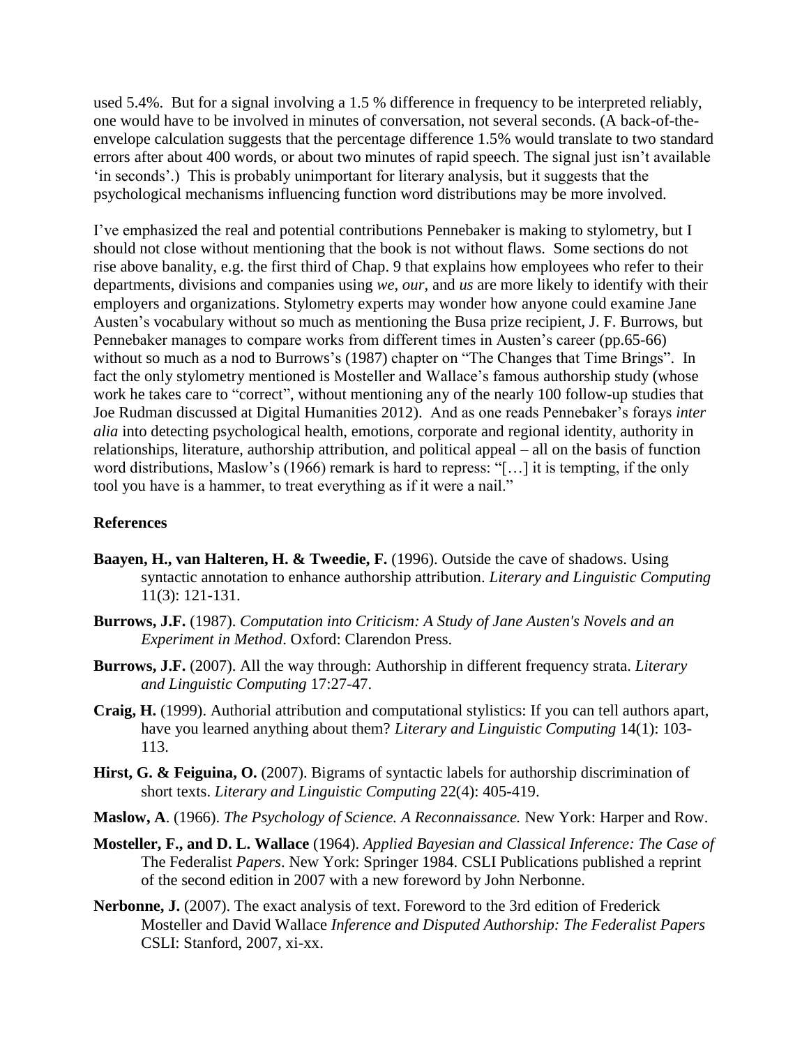used 5.4%. But for a signal involving a 1.5 % difference in frequency to be interpreted reliably, one would have to be involved in minutes of conversation, not several seconds. (A back-of-the-envelope calculation suggests that the percentage difference 1.5% would translate to two standard errors after about 400 words, or about two minutes of rapid speech. The signal just isn't available 'in seconds'.) This is probably unimportant for literary analysis, but it suggests that the psychological mechanisms influencing function word distributions may be more involved.

I've emphasized the real and potential contributions Pennebaker is making to stylometry, but I should not close without mentioning that the book is not without flaws. Some sections do not rise above banality, e.g. the first third of Chap. 9 that explains how employees who refer to their departments, divisions and companies using *we*, *our*, and *us* are more likely to identify with their employers and organizations. Stylometry experts may wonder how anyone could examine Jane Austen's vocabulary without so much as mentioning the Busa prize recipient, J. F. Burrows, but Pennebaker manages to compare works from different times in Austen's career (pp.65-66) without so much as a nod to Burrows's (1987) chapter on "The Changes that Time Brings". In fact the only stylometry mentioned is Mosteller and Wallace's famous authorship study (whose work he takes care to "correct", without mentioning any of the nearly 100 follow-up studies that Joe Rudman discussed at Digital Humanities 2012). And as one reads Pennebaker's forays *inter alia* into detecting psychological health, emotions, corporate and regional identity, authority in relationships, literature, authorship attribution, and political appeal – all on the basis of function word distributions, Maslow's (1966) remark is hard to repress: "[…] it is tempting, if the only tool you have is a hammer, to treat everything as if it were a nail."

### References

**Baayen, H., van Halteren, H. & Tweedie, F.** (1996). Outside the cave of shadows. Using syntactic annotation to enhance authorship attribution. *Literary and Linguistic Computing* 11(3): 121-131.

**Burrows, J.F.** (1987). *Computation into Criticism: A Study of Jane Austen's Novels and an Experiment in Method*. Oxford: Clarendon Press.

**Burrows, J.F.** (2007). All the way through: Authorship in different frequency strata. *Literary and Linguistic Computing* 17:27-47.

**Craig, H.** (1999). Authorial attribution and computational stylistics: If you can tell authors apart, have you learned anything about them? *Literary and Linguistic Computing* 14(1): 103-113.

**Hirst, G. & Feiguina, O.** (2007). Bigrams of syntactic labels for authorship discrimination of short texts. *Literary and Linguistic Computing* 22(4): 405-419.

**Maslow, A**. (1966). *The Psychology of Science. A Reconnaissance.* New York: Harper and Row.

**Mosteller, F., and D. L. Wallace** (1964). *Applied Bayesian and Classical Inference: The Case of* The Federalist *Papers*. New York: Springer 1984. CSLI Publications published a reprint of the second edition in 2007 with a new foreword by John Nerbonne.

**Nerbonne, J.** (2007). The exact analysis of text. Foreword to the 3rd edition of Frederick Mosteller and David Wallace *Inference and Disputed Authorship: The Federalist Papers* CSLI: Stanford, 2007, xi-xx.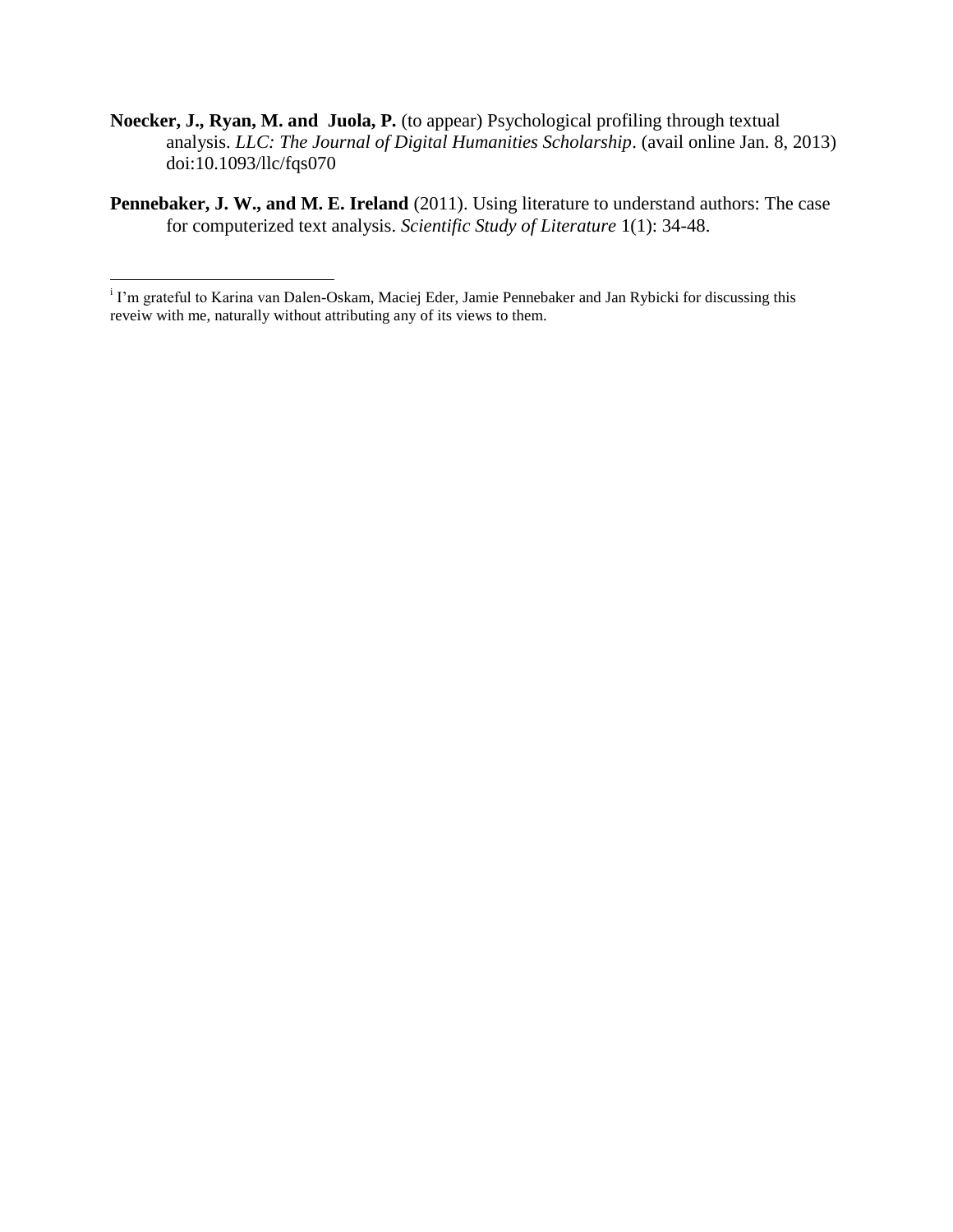**Noecker, J., Ryan, M. and Juola, P.** (to appear) Psychological profiling through textual analysis. *LLC: The Journal of Digital Humanities Scholarship*. (avail online Jan. 8, 2013) doi:10.1093/llc/fqs070

**Pennebaker, J. W., and M. E. Ireland** (2011). Using literature to understand authors: The case for computerized text analysis. *Scientific Study of Literature* 1(1): 34-48.

---

[i] I'm grateful to Karina van Dalen-Oskam, Maciej Eder, Jamie Pennebaker and Jan Rybicki for discussing this reveiw with me, naturally without attributing any of its views to them.